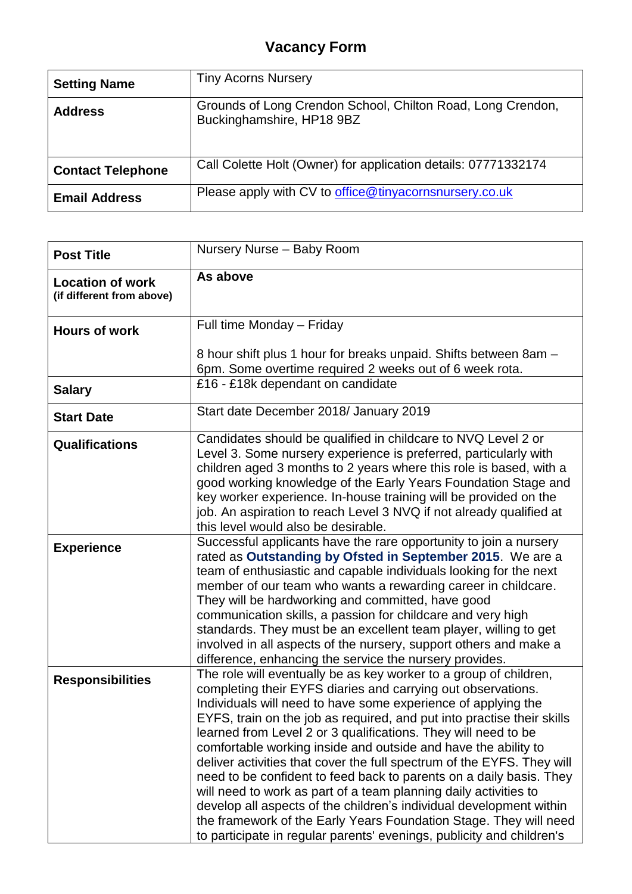# Vacancy Form

| | |
|---|---|
| **Setting Name** | Tiny Acorns Nursery |
| **Address** | Grounds of Long Crendon School, Chilton Road, Long Crendon, Buckinghamshire, HP18 9BZ |
| **Contact Telephone** | Call Colette Holt (Owner) for application details: 07771332174 |
| **Email Address** | Please apply with CV to office@tinyacornsnursery.co.uk |

| | |
|---|---|
| **Post Title** | Nursery Nurse – Baby Room |
| **Location of work** (if different from above) | **As above** |
| **Hours of work** | Full time Monday – Friday<br><br>8 hour shift plus 1 hour for breaks unpaid. Shifts between 8am – 6pm. Some overtime required 2 weeks out of 6 week rota. |
| **Salary** | £16 - £18k dependant on candidate |
| **Start Date** | Start date December 2018/ January 2019 |
| **Qualifications** | Candidates should be qualified in childcare to NVQ Level 2 or Level 3. Some nursery experience is preferred, particularly with children aged 3 months to 2 years where this role is based, with a good working knowledge of the Early Years Foundation Stage and key worker experience. In-house training will be provided on the job. An aspiration to reach Level 3 NVQ if not already qualified at this level would also be desirable. |
| **Experience** | Successful applicants have the rare opportunity to join a nursery rated as **Outstanding by Ofsted in September 2015**. We are a team of enthusiastic and capable individuals looking for the next member of our team who wants a rewarding career in childcare. They will be hardworking and committed, have good communication skills, a passion for childcare and very high standards. They must be an excellent team player, willing to get involved in all aspects of the nursery, support others and make a difference, enhancing the service the nursery provides. |
| **Responsibilities** | The role will eventually be as key worker to a group of children, completing their EYFS diaries and carrying out observations. Individuals will need to have some experience of applying the EYFS, train on the job as required, and put into practise their skills learned from Level 2 or 3 qualifications. They will need to be comfortable working inside and outside and have the ability to deliver activities that cover the full spectrum of the EYFS. They will need to be confident to feed back to parents on a daily basis. They will need to work as part of a team planning daily activities to develop all aspects of the children's individual development within the framework of the Early Years Foundation Stage. They will need to participate in regular parents' evenings, publicity and children's |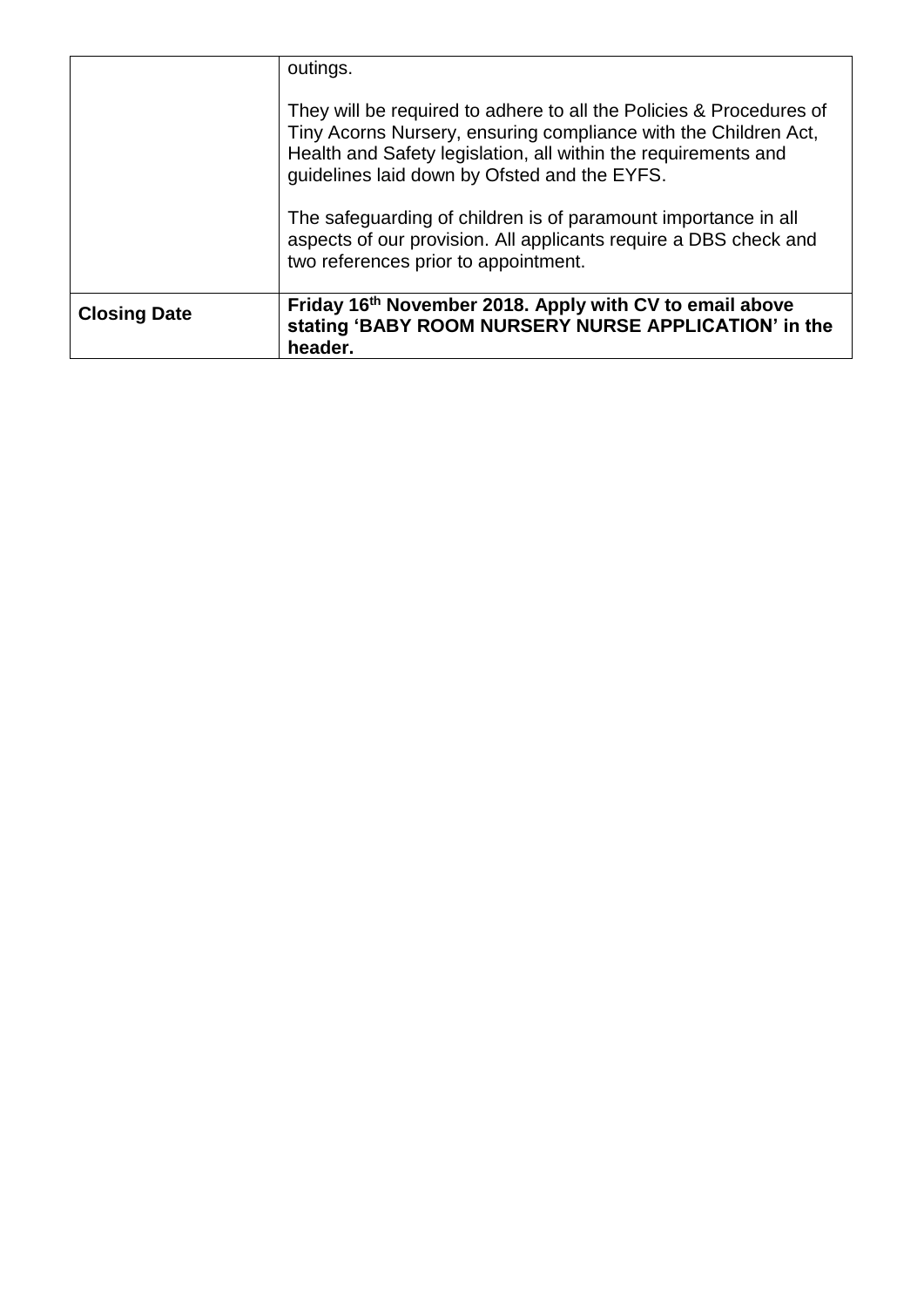| | |
|---|---|
| | outings.<br><br>They will be required to adhere to all the Policies & Procedures of Tiny Acorns Nursery, ensuring compliance with the Children Act, Health and Safety legislation, all within the requirements and guidelines laid down by Ofsted and the EYFS.<br><br>The safeguarding of children is of paramount importance in all aspects of our provision. All applicants require a DBS check and two references prior to appointment. |
| **Closing Date** | **Friday 16th November 2018. Apply with CV to email above stating 'BABY ROOM NURSERY NURSE APPLICATION' in the header.** |